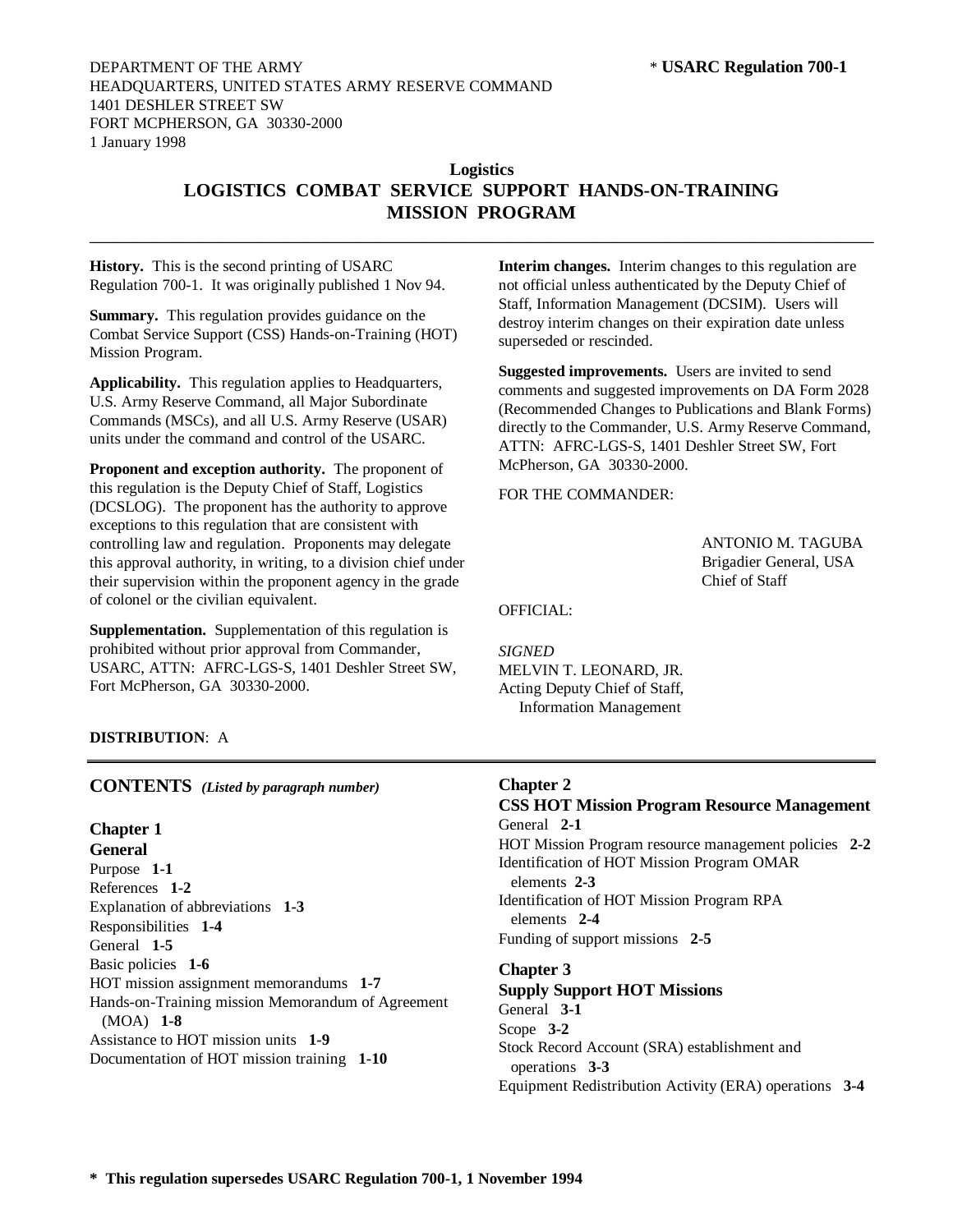DEPARTMENT OF THE ARMY
HEADQUARTERS, UNITED STATES ARMY RESERVE COMMAND
1401 DESHLER STREET SW
FORT MCPHERSON, GA 30330-2000
1 January 1998

\* **USARC Regulation 700-1**

**Logistics**

# LOGISTICS COMBAT SERVICE SUPPORT HANDS-ON-TRAINING MISSION PROGRAM

---

**History.** This is the second printing of USARC Regulation 700-1. It was originally published 1 Nov 94.

**Summary.** This regulation provides guidance on the Combat Service Support (CSS) Hands-on-Training (HOT) Mission Program.

**Applicability.** This regulation applies to Headquarters, U.S. Army Reserve Command, all Major Subordinate Commands (MSCs), and all U.S. Army Reserve (USAR) units under the command and control of the USARC.

**Proponent and exception authority.** The proponent of this regulation is the Deputy Chief of Staff, Logistics (DCSLOG). The proponent has the authority to approve exceptions to this regulation that are consistent with controlling law and regulation. Proponents may delegate this approval authority, in writing, to a division chief under their supervision within the proponent agency in the grade of colonel or the civilian equivalent.

**Supplementation.** Supplementation of this regulation is prohibited without prior approval from Commander, USARC, ATTN: AFRC-LGS-S, 1401 Deshler Street SW, Fort McPherson, GA 30330-2000.

**Interim changes.** Interim changes to this regulation are not official unless authenticated by the Deputy Chief of Staff, Information Management (DCSIM). Users will destroy interim changes on their expiration date unless superseded or rescinded.

**Suggested improvements.** Users are invited to send comments and suggested improvements on DA Form 2028 (Recommended Changes to Publications and Blank Forms) directly to the Commander, U.S. Army Reserve Command, ATTN: AFRC-LGS-S, 1401 Deshler Street SW, Fort McPherson, GA 30330-2000.

FOR THE COMMANDER:

ANTONIO M. TAGUBA
Brigadier General, USA
Chief of Staff

OFFICIAL:

*SIGNED*
MELVIN T. LEONARD, JR.
Acting Deputy Chief of Staff,
Information Management

**DISTRIBUTION**: A

---

## CONTENTS *(Listed by paragraph number)*

**Chapter 1**
**General**
Purpose **1-1**
References **1-2**
Explanation of abbreviations **1-3**
Responsibilities **1-4**
General **1-5**
Basic policies **1-6**
HOT mission assignment memorandums **1-7**
Hands-on-Training mission Memorandum of Agreement (MOA) **1-8**
Assistance to HOT mission units **1-9**
Documentation of HOT mission training **1-10**

**Chapter 2**
**CSS HOT Mission Program Resource Management**
General **2-1**
HOT Mission Program resource management policies **2-2**
Identification of HOT Mission Program OMAR elements **2-3**
Identification of HOT Mission Program RPA elements **2-4**
Funding of support missions **2-5**

**Chapter 3**
**Supply Support HOT Missions**
General **3-1**
Scope **3-2**
Stock Record Account (SRA) establishment and operations **3-3**
Equipment Redistribution Activity (ERA) operations **3-4**

**\* This regulation supersedes USARC Regulation 700-1, 1 November 1994**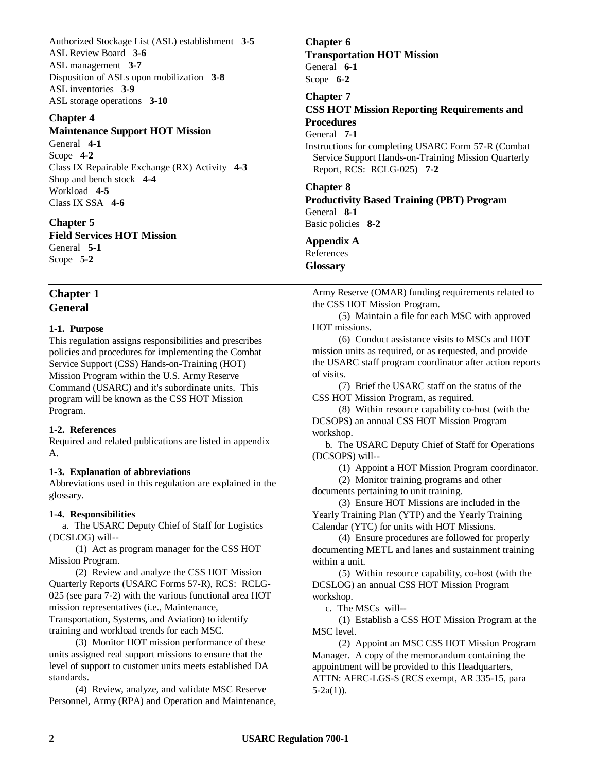Authorized Stockage List (ASL) establishment **3-5**
ASL Review Board **3-6**
ASL management **3-7**
Disposition of ASLs upon mobilization **3-8**
ASL inventories **3-9**
ASL storage operations **3-10**

**Chapter 4**
**Maintenance Support HOT Mission**
General **4-1**
Scope **4-2**
Class IX Repairable Exchange (RX) Activity **4-3**
Shop and bench stock **4-4**
Workload **4-5**
Class IX SSA **4-6**

**Chapter 5**
**Field Services HOT Mission**
General **5-1**
Scope **5-2**

**Chapter 6**
**Transportation HOT Mission**
General **6-1**
Scope **6-2**

**Chapter 7**
**CSS HOT Mission Reporting Requirements and Procedures**
General **7-1**
Instructions for completing USARC Form 57-R (Combat Service Support Hands-on-Training Mission Quarterly Report, RCS: RCLG-025) **7-2**

**Chapter 8**
**Productivity Based Training (PBT) Program**
General **8-1**
Basic policies **8-2**

**Appendix A**
References
**Glossary**

---

## Chapter 1
## General

### 1-1. Purpose

This regulation assigns responsibilities and prescribes policies and procedures for implementing the Combat Service Support (CSS) Hands-on-Training (HOT) Mission Program within the U.S. Army Reserve Command (USARC) and it's subordinate units. This program will be known as the CSS HOT Mission Program.

### 1-2. References

Required and related publications are listed in appendix A.

### 1-3. Explanation of abbreviations

Abbreviations used in this regulation are explained in the glossary.

### 1-4. Responsibilities

a. The USARC Deputy Chief of Staff for Logistics (DCSLOG) will--

(1) Act as program manager for the CSS HOT Mission Program.

(2) Review and analyze the CSS HOT Mission Quarterly Reports (USARC Forms 57-R), RCS: RCLG-025 (see para 7-2) with the various functional area HOT mission representatives (i.e., Maintenance, Transportation, Systems, and Aviation) to identify training and workload trends for each MSC.

(3) Monitor HOT mission performance of these units assigned real support missions to ensure that the level of support to customer units meets established DA standards.

(4) Review, analyze, and validate MSC Reserve Personnel, Army (RPA) and Operation and Maintenance, Army Reserve (OMAR) funding requirements related to the CSS HOT Mission Program.

(5) Maintain a file for each MSC with approved HOT missions.

(6) Conduct assistance visits to MSCs and HOT mission units as required, or as requested, and provide the USARC staff program coordinator after action reports of visits.

(7) Brief the USARC staff on the status of the CSS HOT Mission Program, as required.

(8) Within resource capability co-host (with the DCSOPS) an annual CSS HOT Mission Program workshop.

b. The USARC Deputy Chief of Staff for Operations (DCSOPS) will--

(1) Appoint a HOT Mission Program coordinator.

(2) Monitor training programs and other documents pertaining to unit training.

(3) Ensure HOT Missions are included in the Yearly Training Plan (YTP) and the Yearly Training Calendar (YTC) for units with HOT Missions.

(4) Ensure procedures are followed for properly documenting METL and lanes and sustainment training within a unit.

(5) Within resource capability, co-host (with the DCSLOG) an annual CSS HOT Mission Program workshop.

c. The MSCs will--

(1) Establish a CSS HOT Mission Program at the MSC level.

(2) Appoint an MSC CSS HOT Mission Program Manager. A copy of the memorandum containing the appointment will be provided to this Headquarters, ATTN: AFRC-LGS-S (RCS exempt, AR 335-15, para 5-2a(1)).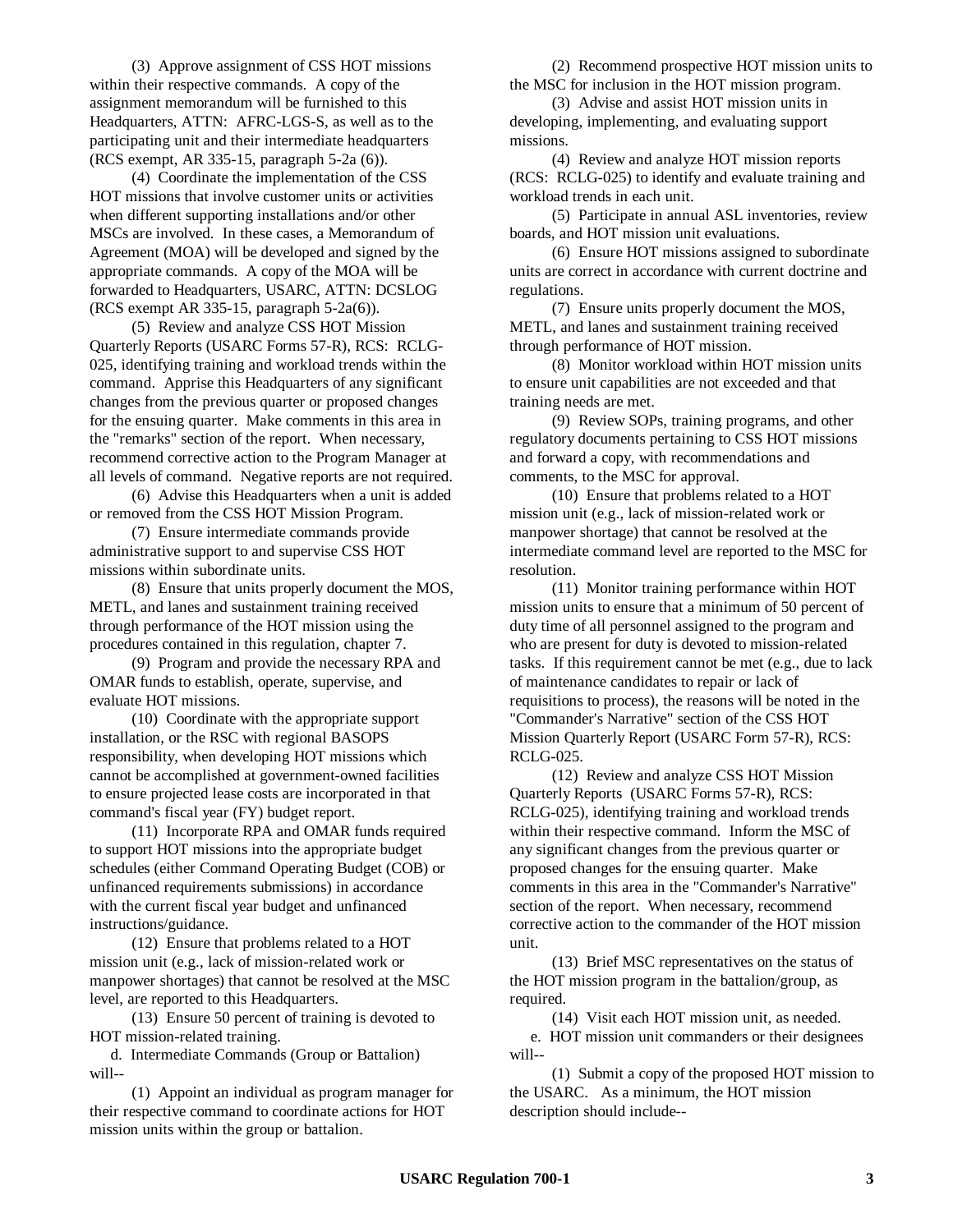(3) Approve assignment of CSS HOT missions within their respective commands. A copy of the assignment memorandum will be furnished to this Headquarters, ATTN: AFRC-LGS-S, as well as to the participating unit and their intermediate headquarters (RCS exempt, AR 335-15, paragraph 5-2a (6)).

(4) Coordinate the implementation of the CSS HOT missions that involve customer units or activities when different supporting installations and/or other MSCs are involved. In these cases, a Memorandum of Agreement (MOA) will be developed and signed by the appropriate commands. A copy of the MOA will be forwarded to Headquarters, USARC, ATTN: DCSLOG (RCS exempt AR 335-15, paragraph 5-2a(6)).

(5) Review and analyze CSS HOT Mission Quarterly Reports (USARC Forms 57-R), RCS: RCLG-025, identifying training and workload trends within the command. Apprise this Headquarters of any significant changes from the previous quarter or proposed changes for the ensuing quarter. Make comments in this area in the "remarks" section of the report. When necessary, recommend corrective action to the Program Manager at all levels of command. Negative reports are not required.

(6) Advise this Headquarters when a unit is added or removed from the CSS HOT Mission Program.

(7) Ensure intermediate commands provide administrative support to and supervise CSS HOT missions within subordinate units.

(8) Ensure that units properly document the MOS, METL, and lanes and sustainment training received through performance of the HOT mission using the procedures contained in this regulation, chapter 7.

(9) Program and provide the necessary RPA and OMAR funds to establish, operate, supervise, and evaluate HOT missions.

(10) Coordinate with the appropriate support installation, or the RSC with regional BASOPS responsibility, when developing HOT missions which cannot be accomplished at government-owned facilities to ensure projected lease costs are incorporated in that command's fiscal year (FY) budget report.

(11) Incorporate RPA and OMAR funds required to support HOT missions into the appropriate budget schedules (either Command Operating Budget (COB) or unfinanced requirements submissions) in accordance with the current fiscal year budget and unfinanced instructions/guidance.

(12) Ensure that problems related to a HOT mission unit (e.g., lack of mission-related work or manpower shortages) that cannot be resolved at the MSC level, are reported to this Headquarters.

(13) Ensure 50 percent of training is devoted to HOT mission-related training.

d. Intermediate Commands (Group or Battalion) will--

(1) Appoint an individual as program manager for their respective command to coordinate actions for HOT mission units within the group or battalion.

(2) Recommend prospective HOT mission units to the MSC for inclusion in the HOT mission program.

(3) Advise and assist HOT mission units in developing, implementing, and evaluating support missions.

(4) Review and analyze HOT mission reports (RCS: RCLG-025) to identify and evaluate training and workload trends in each unit.

(5) Participate in annual ASL inventories, review boards, and HOT mission unit evaluations.

(6) Ensure HOT missions assigned to subordinate units are correct in accordance with current doctrine and regulations.

(7) Ensure units properly document the MOS, METL, and lanes and sustainment training received through performance of HOT mission.

(8) Monitor workload within HOT mission units to ensure unit capabilities are not exceeded and that training needs are met.

(9) Review SOPs, training programs, and other regulatory documents pertaining to CSS HOT missions and forward a copy, with recommendations and comments, to the MSC for approval.

(10) Ensure that problems related to a HOT mission unit (e.g., lack of mission-related work or manpower shortage) that cannot be resolved at the intermediate command level are reported to the MSC for resolution.

(11) Monitor training performance within HOT mission units to ensure that a minimum of 50 percent of duty time of all personnel assigned to the program and who are present for duty is devoted to mission-related tasks. If this requirement cannot be met (e.g., due to lack of maintenance candidates to repair or lack of requisitions to process), the reasons will be noted in the "Commander's Narrative" section of the CSS HOT Mission Quarterly Report (USARC Form 57-R), RCS: RCLG-025.

(12) Review and analyze CSS HOT Mission Quarterly Reports (USARC Forms 57-R), RCS: RCLG-025), identifying training and workload trends within their respective command. Inform the MSC of any significant changes from the previous quarter or proposed changes for the ensuing quarter. Make comments in this area in the "Commander's Narrative" section of the report. When necessary, recommend corrective action to the commander of the HOT mission unit.

(13) Brief MSC representatives on the status of the HOT mission program in the battalion/group, as required.

(14) Visit each HOT mission unit, as needed.

e. HOT mission unit commanders or their designees will--

(1) Submit a copy of the proposed HOT mission to the USARC. As a minimum, the HOT mission description should include--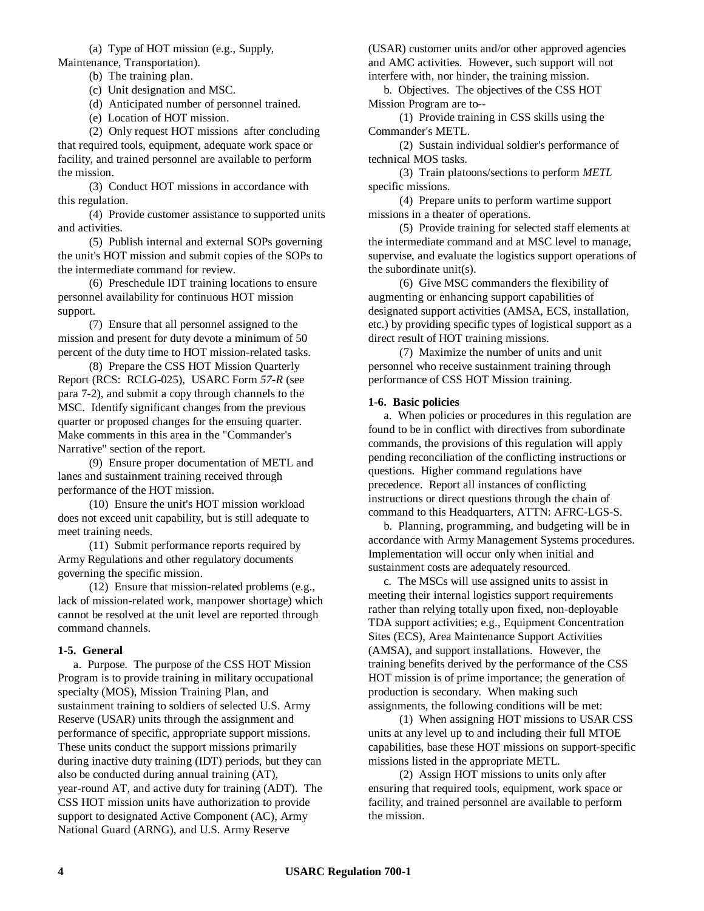(a) Type of HOT mission (e.g., Supply, Maintenance, Transportation).

(b) The training plan.

(c) Unit designation and MSC.

(d) Anticipated number of personnel trained.

(e) Location of HOT mission.

(2) Only request HOT missions after concluding that required tools, equipment, adequate work space or facility, and trained personnel are available to perform the mission.

(3) Conduct HOT missions in accordance with this regulation.

(4) Provide customer assistance to supported units and activities.

(5) Publish internal and external SOPs governing the unit's HOT mission and submit copies of the SOPs to the intermediate command for review.

(6) Preschedule IDT training locations to ensure personnel availability for continuous HOT mission support.

(7) Ensure that all personnel assigned to the mission and present for duty devote a minimum of 50 percent of the duty time to HOT mission-related tasks.

(8) Prepare the CSS HOT Mission Quarterly Report (RCS: RCLG-025), USARC Form *57-R* (see para 7-2), and submit a copy through channels to the MSC. Identify significant changes from the previous quarter or proposed changes for the ensuing quarter. Make comments in this area in the "Commander's Narrative" section of the report.

(9) Ensure proper documentation of METL and lanes and sustainment training received through performance of the HOT mission.

(10) Ensure the unit's HOT mission workload does not exceed unit capability, but is still adequate to meet training needs.

(11) Submit performance reports required by Army Regulations and other regulatory documents governing the specific mission.

(12) Ensure that mission-related problems (e.g., lack of mission-related work, manpower shortage) which cannot be resolved at the unit level are reported through command channels.

**1-5. General**

a. Purpose. The purpose of the CSS HOT Mission Program is to provide training in military occupational specialty (MOS), Mission Training Plan, and sustainment training to soldiers of selected U.S. Army Reserve (USAR) units through the assignment and performance of specific, appropriate support missions. These units conduct the support missions primarily during inactive duty training (IDT) periods, but they can also be conducted during annual training (AT), year-round AT, and active duty for training (ADT). The CSS HOT mission units have authorization to provide support to designated Active Component (AC), Army National Guard (ARNG), and U.S. Army Reserve (USAR) customer units and/or other approved agencies and AMC activities. However, such support will not interfere with, nor hinder, the training mission.

b. Objectives. The objectives of the CSS HOT Mission Program are to--

(1) Provide training in CSS skills using the Commander's METL.

(2) Sustain individual soldier's performance of technical MOS tasks.

(3) Train platoons/sections to perform *METL* specific missions.

(4) Prepare units to perform wartime support missions in a theater of operations.

(5) Provide training for selected staff elements at the intermediate command and at MSC level to manage, supervise, and evaluate the logistics support operations of the subordinate unit(s).

(6) Give MSC commanders the flexibility of augmenting or enhancing support capabilities of designated support activities (AMSA, ECS, installation, etc.) by providing specific types of logistical support as a direct result of HOT training missions.

(7) Maximize the number of units and unit personnel who receive sustainment training through performance of CSS HOT Mission training.

**1-6. Basic policies**

a. When policies or procedures in this regulation are found to be in conflict with directives from subordinate commands, the provisions of this regulation will apply pending reconciliation of the conflicting instructions or questions. Higher command regulations have precedence. Report all instances of conflicting instructions or direct questions through the chain of command to this Headquarters, ATTN: AFRC-LGS-S.

b. Planning, programming, and budgeting will be in accordance with Army Management Systems procedures. Implementation will occur only when initial and sustainment costs are adequately resourced.

c. The MSCs will use assigned units to assist in meeting their internal logistics support requirements rather than relying totally upon fixed, non-deployable TDA support activities; e.g., Equipment Concentration Sites (ECS), Area Maintenance Support Activities (AMSA), and support installations. However, the training benefits derived by the performance of the CSS HOT mission is of prime importance; the generation of production is secondary. When making such assignments, the following conditions will be met:

(1) When assigning HOT missions to USAR CSS units at any level up to and including their full MTOE capabilities, base these HOT missions on support-specific missions listed in the appropriate METL.

(2) Assign HOT missions to units only after ensuring that required tools, equipment, work space or facility, and trained personnel are available to perform the mission.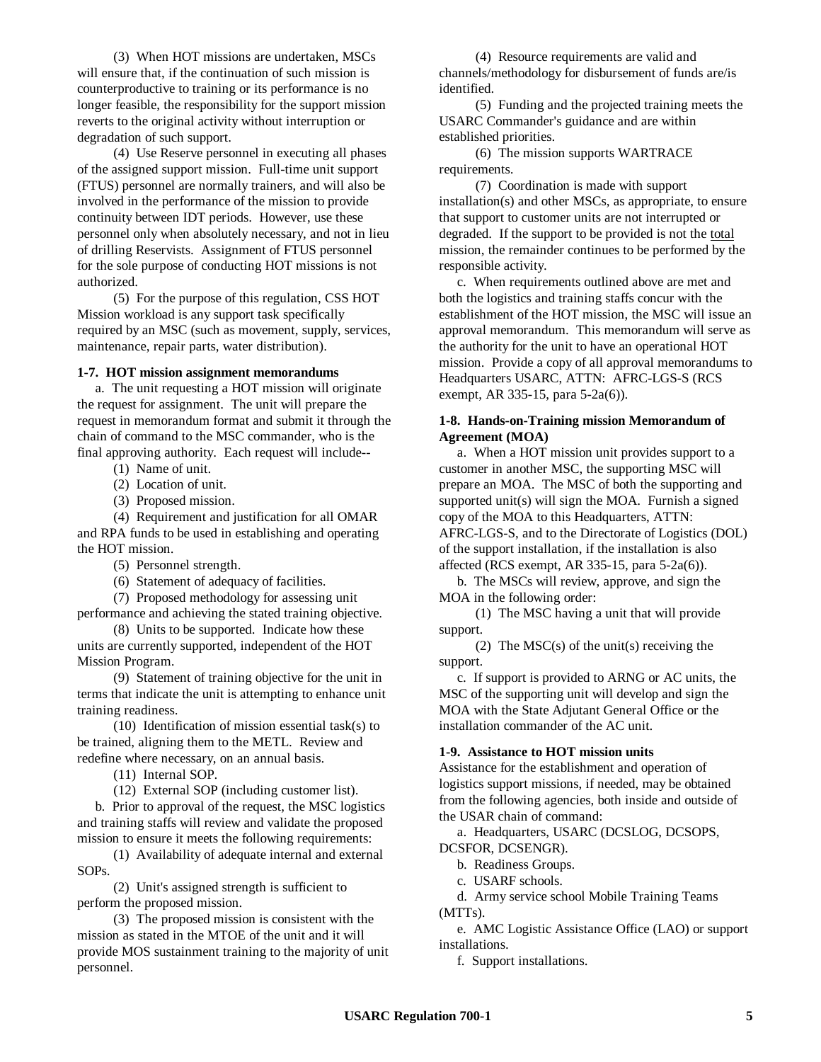(3) When HOT missions are undertaken, MSCs will ensure that, if the continuation of such mission is counterproductive to training or its performance is no longer feasible, the responsibility for the support mission reverts to the original activity without interruption or degradation of such support.

(4) Use Reserve personnel in executing all phases of the assigned support mission. Full-time unit support (FTUS) personnel are normally trainers, and will also be involved in the performance of the mission to provide continuity between IDT periods. However, use these personnel only when absolutely necessary, and not in lieu of drilling Reservists. Assignment of FTUS personnel for the sole purpose of conducting HOT missions is not authorized.

(5) For the purpose of this regulation, CSS HOT Mission workload is any support task specifically required by an MSC (such as movement, supply, services, maintenance, repair parts, water distribution).

**1-7. HOT mission assignment memorandums**

a. The unit requesting a HOT mission will originate the request for assignment. The unit will prepare the request in memorandum format and submit it through the chain of command to the MSC commander, who is the final approving authority. Each request will include--

(1) Name of unit.

(2) Location of unit.

(3) Proposed mission.

(4) Requirement and justification for all OMAR and RPA funds to be used in establishing and operating the HOT mission.

(5) Personnel strength.

(6) Statement of adequacy of facilities.

(7) Proposed methodology for assessing unit performance and achieving the stated training objective.

(8) Units to be supported. Indicate how these units are currently supported, independent of the HOT Mission Program.

(9) Statement of training objective for the unit in terms that indicate the unit is attempting to enhance unit training readiness.

(10) Identification of mission essential task(s) to be trained, aligning them to the METL. Review and redefine where necessary, on an annual basis.

(11) Internal SOP.

(12) External SOP (including customer list).

b. Prior to approval of the request, the MSC logistics and training staffs will review and validate the proposed mission to ensure it meets the following requirements:

(1) Availability of adequate internal and external SOPs.

(2) Unit's assigned strength is sufficient to perform the proposed mission.

(3) The proposed mission is consistent with the mission as stated in the MTOE of the unit and it will provide MOS sustainment training to the majority of unit personnel.

(4) Resource requirements are valid and channels/methodology for disbursement of funds are/is identified.

(5) Funding and the projected training meets the USARC Commander's guidance and are within established priorities.

(6) The mission supports WARTRACE requirements.

(7) Coordination is made with support installation(s) and other MSCs, as appropriate, to ensure that support to customer units are not interrupted or degraded. If the support to be provided is not the <u>total</u> mission, the remainder continues to be performed by the responsible activity.

c. When requirements outlined above are met and both the logistics and training staffs concur with the establishment of the HOT mission, the MSC will issue an approval memorandum. This memorandum will serve as the authority for the unit to have an operational HOT mission. Provide a copy of all approval memorandums to Headquarters USARC, ATTN: AFRC-LGS-S (RCS exempt, AR 335-15, para 5-2a(6)).

**1-8. Hands-on-Training mission Memorandum of Agreement (MOA)**

a. When a HOT mission unit provides support to a customer in another MSC, the supporting MSC will prepare an MOA. The MSC of both the supporting and supported unit(s) will sign the MOA. Furnish a signed copy of the MOA to this Headquarters, ATTN: AFRC-LGS-S, and to the Directorate of Logistics (DOL) of the support installation, if the installation is also affected (RCS exempt, AR 335-15, para 5-2a(6)).

b. The MSCs will review, approve, and sign the MOA in the following order:

(1) The MSC having a unit that will provide support.

(2) The MSC(s) of the unit(s) receiving the support.

c. If support is provided to ARNG or AC units, the MSC of the supporting unit will develop and sign the MOA with the State Adjutant General Office or the installation commander of the AC unit.

**1-9. Assistance to HOT mission units**

Assistance for the establishment and operation of logistics support missions, if needed, may be obtained from the following agencies, both inside and outside of the USAR chain of command:

a. Headquarters, USARC (DCSLOG, DCSOPS, DCSFOR, DCSENGR).

b. Readiness Groups.

c. USARF schools.

d. Army service school Mobile Training Teams (MTTs).

e. AMC Logistic Assistance Office (LAO) or support installations.

f. Support installations.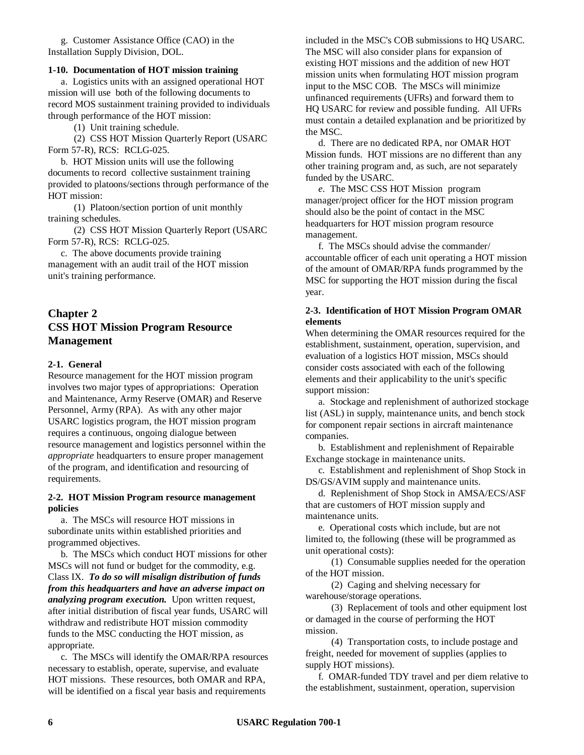g. Customer Assistance Office (CAO) in the Installation Supply Division, DOL.

**1-10. Documentation of HOT mission training**

a. Logistics units with an assigned operational HOT mission will use both of the following documents to record MOS sustainment training provided to individuals through performance of the HOT mission:

(1) Unit training schedule.

(2) CSS HOT Mission Quarterly Report (USARC Form 57-R), RCS: RCLG-025.

b. HOT Mission units will use the following documents to record collective sustainment training provided to platoons/sections through performance of the HOT mission:

(1) Platoon/section portion of unit monthly training schedules.

(2) CSS HOT Mission Quarterly Report (USARC Form 57-R), RCS: RCLG-025.

c. The above documents provide training management with an audit trail of the HOT mission unit's training performance.

## Chapter 2
## CSS HOT Mission Program Resource Management

**2-1. General**

Resource management for the HOT mission program involves two major types of appropriations: Operation and Maintenance, Army Reserve (OMAR) and Reserve Personnel, Army (RPA). As with any other major USARC logistics program, the HOT mission program requires a continuous, ongoing dialogue between resource management and logistics personnel within the *appropriate* headquarters to ensure proper management of the program, and identification and resourcing of requirements.

**2-2. HOT Mission Program resource management policies**

a. The MSCs will resource HOT missions in subordinate units within established priorities and programmed objectives.

b. The MSCs which conduct HOT missions for other MSCs will not fund or budget for the commodity, e.g. Class IX. ***To do so will misalign distribution of funds from this headquarters and have an adverse impact on analyzing program execution.*** Upon written request, after initial distribution of fiscal year funds, USARC will withdraw and redistribute HOT mission commodity funds to the MSC conducting the HOT mission, as appropriate.

c. The MSCs will identify the OMAR/RPA resources necessary to establish, operate, supervise, and evaluate HOT missions. These resources, both OMAR and RPA, will be identified on a fiscal year basis and requirements included in the MSC's COB submissions to HQ USARC. The MSC will also consider plans for expansion of existing HOT missions and the addition of new HOT mission units when formulating HOT mission program input to the MSC COB. The MSCs will minimize unfinanced requirements (UFRs) and forward them to HQ USARC for review and possible funding. All UFRs must contain a detailed explanation and be prioritized by the MSC.

d. There are no dedicated RPA, nor OMAR HOT Mission funds. HOT missions are no different than any other training program and, as such, are not separately funded by the USARC.

*e*. The MSC CSS HOT Mission program manager/project officer for the HOT mission program should also be the point of contact in the MSC headquarters for HOT mission program resource management.

f. The MSCs should advise the commander/ accountable officer of each unit operating a HOT mission of the amount of OMAR/RPA funds programmed by the MSC for supporting the HOT mission during the fiscal year.

**2-3. Identification of HOT Mission Program OMAR elements**

When determining the OMAR resources required for the establishment, sustainment, operation, supervision, and evaluation of a logistics HOT mission, MSCs should consider costs associated with each of the following elements and their applicability to the unit's specific support mission:

a. Stockage and replenishment of authorized stockage list (ASL) in supply, maintenance units, and bench stock for component repair sections in aircraft maintenance companies.

b. Establishment and replenishment of Repairable Exchange stockage in maintenance units.

c. Establishment and replenishment of Shop Stock in DS/GS/AVIM supply and maintenance units.

d. Replenishment of Shop Stock in AMSA/ECS/ASF that are customers of HOT mission supply and maintenance units.

e. Operational costs which include, but are not limited to, the following (these will be programmed as unit operational costs):

(1) Consumable supplies needed for the operation of the HOT mission.

(2) Caging and shelving necessary for warehouse/storage operations.

(3) Replacement of tools and other equipment lost or damaged in the course of performing the HOT mission.

(4) Transportation costs, to include postage and freight, needed for movement of supplies (applies to supply HOT missions).

f. OMAR-funded TDY travel and per diem relative to the establishment, sustainment, operation, supervision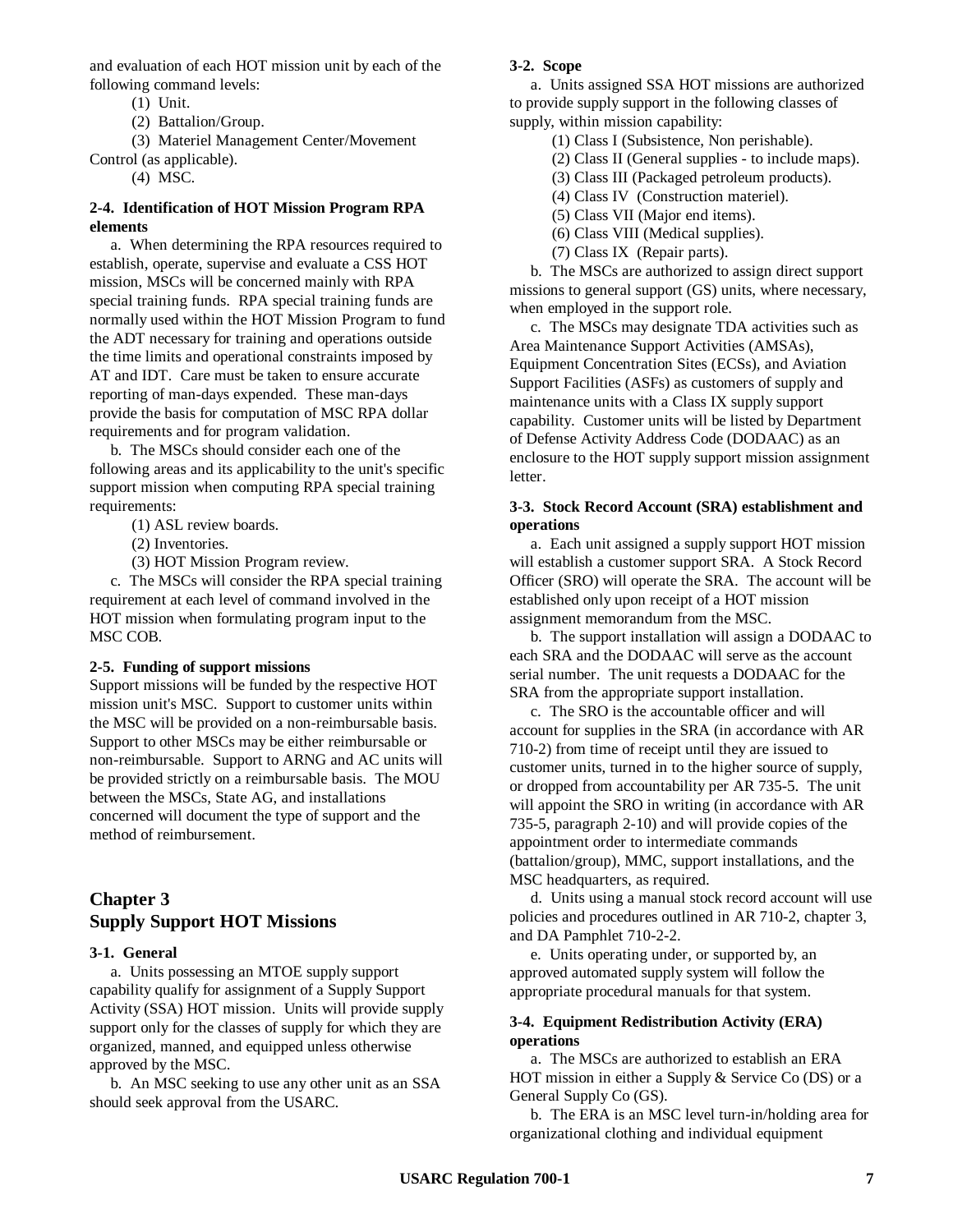and evaluation of each HOT mission unit by each of the following command levels:

(1) Unit.

(2) Battalion/Group.

(3) Materiel Management Center/Movement Control (as applicable).

(4) MSC.

**2-4. Identification of HOT Mission Program RPA elements**

a. When determining the RPA resources required to establish, operate, supervise and evaluate a CSS HOT mission, MSCs will be concerned mainly with RPA special training funds. RPA special training funds are normally used within the HOT Mission Program to fund the ADT necessary for training and operations outside the time limits and operational constraints imposed by AT and IDT. Care must be taken to ensure accurate reporting of man-days expended. These man-days provide the basis for computation of MSC RPA dollar requirements and for program validation.

b. The MSCs should consider each one of the following areas and its applicability to the unit's specific support mission when computing RPA special training requirements:

(1) ASL review boards.

(2) Inventories.

(3) HOT Mission Program review.

c. The MSCs will consider the RPA special training requirement at each level of command involved in the HOT mission when formulating program input to the MSC COB.

**2-5. Funding of support missions**

Support missions will be funded by the respective HOT mission unit's MSC. Support to customer units within the MSC will be provided on a non-reimbursable basis. Support to other MSCs may be either reimbursable or non-reimbursable. Support to ARNG and AC units will be provided strictly on a reimbursable basis. The MOU between the MSCs, State AG, and installations concerned will document the type of support and the method of reimbursement.

## Chapter 3
## Supply Support HOT Missions

**3-1. General**

a. Units possessing an MTOE supply support capability qualify for assignment of a Supply Support Activity (SSA) HOT mission. Units will provide supply support only for the classes of supply for which they are organized, manned, and equipped unless otherwise approved by the MSC.

b. An MSC seeking to use any other unit as an SSA should seek approval from the USARC.

**3-2. Scope**

a. Units assigned SSA HOT missions are authorized to provide supply support in the following classes of supply, within mission capability:

(1) Class I (Subsistence, Non perishable).

(2) Class II (General supplies - to include maps).

(3) Class III (Packaged petroleum products).

(4) Class IV (Construction materiel).

(5) Class VII (Major end items).

(6) Class VIII (Medical supplies).

(7) Class IX (Repair parts).

b. The MSCs are authorized to assign direct support missions to general support (GS) units, where necessary, when employed in the support role.

c. The MSCs may designate TDA activities such as Area Maintenance Support Activities (AMSAs), Equipment Concentration Sites (ECSs), and Aviation Support Facilities (ASFs) as customers of supply and maintenance units with a Class IX supply support capability. Customer units will be listed by Department of Defense Activity Address Code (DODAAC) as an enclosure to the HOT supply support mission assignment letter.

**3-3. Stock Record Account (SRA) establishment and operations**

a. Each unit assigned a supply support HOT mission will establish a customer support SRA. A Stock Record Officer (SRO) will operate the SRA. The account will be established only upon receipt of a HOT mission assignment memorandum from the MSC.

b. The support installation will assign a DODAAC to each SRA and the DODAAC will serve as the account serial number. The unit requests a DODAAC for the SRA from the appropriate support installation.

c. The SRO is the accountable officer and will account for supplies in the SRA (in accordance with AR 710-2) from time of receipt until they are issued to customer units, turned in to the higher source of supply, or dropped from accountability per AR 735-5. The unit will appoint the SRO in writing (in accordance with AR 735-5, paragraph 2-10) and will provide copies of the appointment order to intermediate commands (battalion/group), MMC, support installations, and the MSC headquarters, as required.

d. Units using a manual stock record account will use policies and procedures outlined in AR 710-2, chapter 3, and DA Pamphlet 710-2-2.

e. Units operating under, or supported by, an approved automated supply system will follow the appropriate procedural manuals for that system.

**3-4. Equipment Redistribution Activity (ERA) operations**

a. The MSCs are authorized to establish an ERA HOT mission in either a Supply & Service Co (DS) or a General Supply Co (GS).

b. The ERA is an MSC level turn-in/holding area for organizational clothing and individual equipment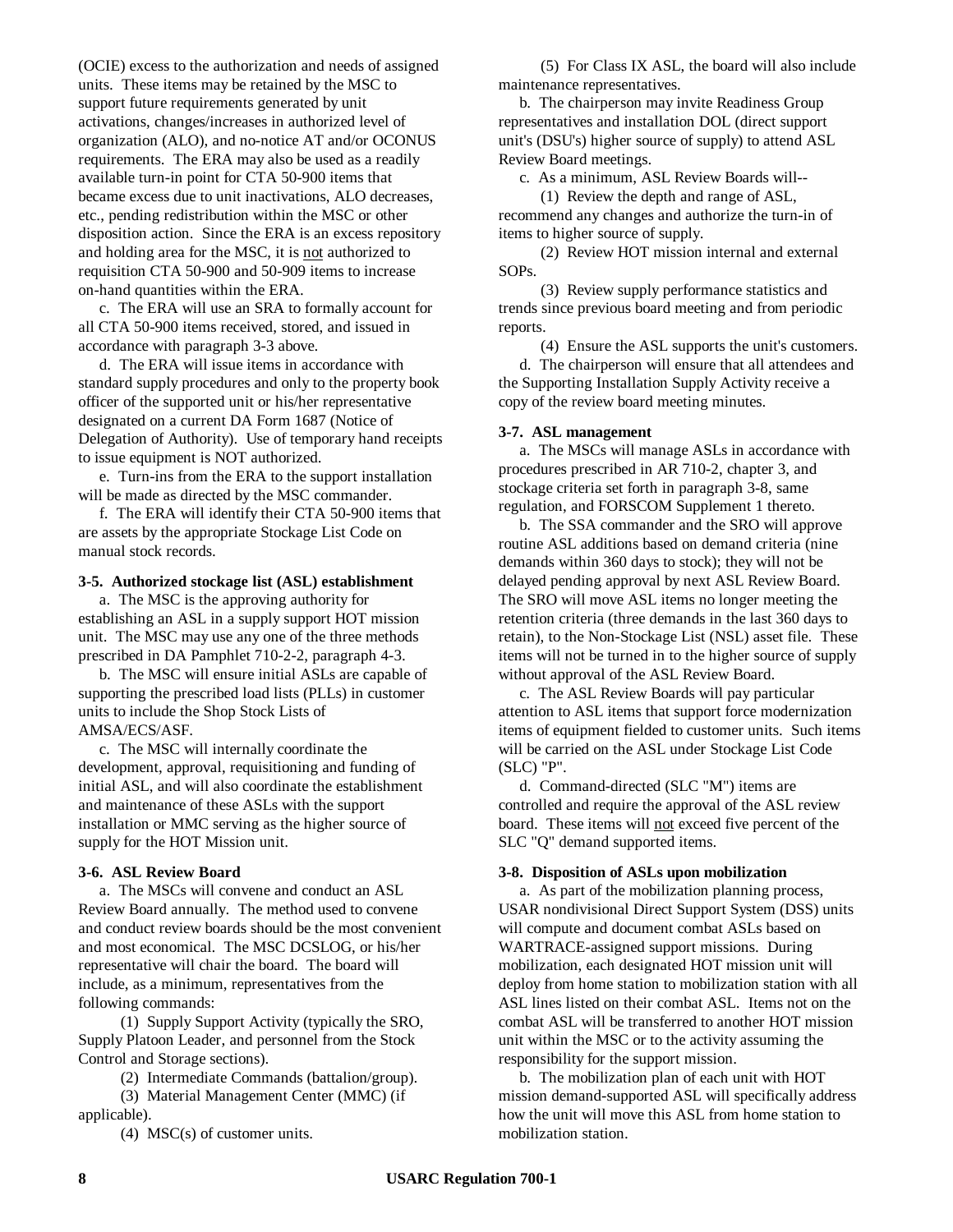(OCIE) excess to the authorization and needs of assigned units. These items may be retained by the MSC to support future requirements generated by unit activations, changes/increases in authorized level of organization (ALO), and no-notice AT and/or OCONUS requirements. The ERA may also be used as a readily available turn-in point for CTA 50-900 items that became excess due to unit inactivations, ALO decreases, etc., pending redistribution within the MSC or other disposition action. Since the ERA is an excess repository and holding area for the MSC, it is not authorized to requisition CTA 50-900 and 50-909 items to increase on-hand quantities within the ERA.

c. The ERA will use an SRA to formally account for all CTA 50-900 items received, stored, and issued in accordance with paragraph 3-3 above.

d. The ERA will issue items in accordance with standard supply procedures and only to the property book officer of the supported unit or his/her representative designated on a current DA Form 1687 (Notice of Delegation of Authority). Use of temporary hand receipts to issue equipment is NOT authorized.

e. Turn-ins from the ERA to the support installation will be made as directed by the MSC commander.

f. The ERA will identify their CTA 50-900 items that are assets by the appropriate Stockage List Code on manual stock records.

**3-5. Authorized stockage list (ASL) establishment**

a. The MSC is the approving authority for establishing an ASL in a supply support HOT mission unit. The MSC may use any one of the three methods prescribed in DA Pamphlet 710-2-2, paragraph 4-3.

b. The MSC will ensure initial ASLs are capable of supporting the prescribed load lists (PLLs) in customer units to include the Shop Stock Lists of AMSA/ECS/ASF.

c. The MSC will internally coordinate the development, approval, requisitioning and funding of initial ASL, and will also coordinate the establishment and maintenance of these ASLs with the support installation or MMC serving as the higher source of supply for the HOT Mission unit.

**3-6. ASL Review Board**

a. The MSCs will convene and conduct an ASL Review Board annually. The method used to convene and conduct review boards should be the most convenient and most economical. The MSC DCSLOG, or his/her representative will chair the board. The board will include, as a minimum, representatives from the following commands:

(1) Supply Support Activity (typically the SRO, Supply Platoon Leader, and personnel from the Stock Control and Storage sections).

(2) Intermediate Commands (battalion/group).

(3) Material Management Center (MMC) (if applicable).

(4) MSC(s) of customer units.

(5) For Class IX ASL, the board will also include maintenance representatives.

b. The chairperson may invite Readiness Group representatives and installation DOL (direct support unit's (DSU's) higher source of supply) to attend ASL Review Board meetings.

c. As a minimum, ASL Review Boards will--

(1) Review the depth and range of ASL, recommend any changes and authorize the turn-in of items to higher source of supply.

(2) Review HOT mission internal and external SOPs.

(3) Review supply performance statistics and trends since previous board meeting and from periodic reports.

(4) Ensure the ASL supports the unit's customers.

d. The chairperson will ensure that all attendees and the Supporting Installation Supply Activity receive a copy of the review board meeting minutes.

**3-7. ASL management**

a. The MSCs will manage ASLs in accordance with procedures prescribed in AR 710-2, chapter 3, and stockage criteria set forth in paragraph 3-8, same regulation, and FORSCOM Supplement 1 thereto.

b. The SSA commander and the SRO will approve routine ASL additions based on demand criteria (nine demands within 360 days to stock); they will not be delayed pending approval by next ASL Review Board. The SRO will move ASL items no longer meeting the retention criteria (three demands in the last 360 days to retain), to the Non-Stockage List (NSL) asset file. These items will not be turned in to the higher source of supply without approval of the ASL Review Board.

c. The ASL Review Boards will pay particular attention to ASL items that support force modernization items of equipment fielded to customer units. Such items will be carried on the ASL under Stockage List Code (SLC) "P".

d. Command-directed (SLC "M") items are controlled and require the approval of the ASL review board. These items will not exceed five percent of the SLC "Q" demand supported items.

**3-8. Disposition of ASLs upon mobilization**

a. As part of the mobilization planning process, USAR nondivisional Direct Support System (DSS) units will compute and document combat ASLs based on WARTRACE-assigned support missions. During mobilization, each designated HOT mission unit will deploy from home station to mobilization station with all ASL lines listed on their combat ASL. Items not on the combat ASL will be transferred to another HOT mission unit within the MSC or to the activity assuming the responsibility for the support mission.

b. The mobilization plan of each unit with HOT mission demand-supported ASL will specifically address how the unit will move this ASL from home station to mobilization station.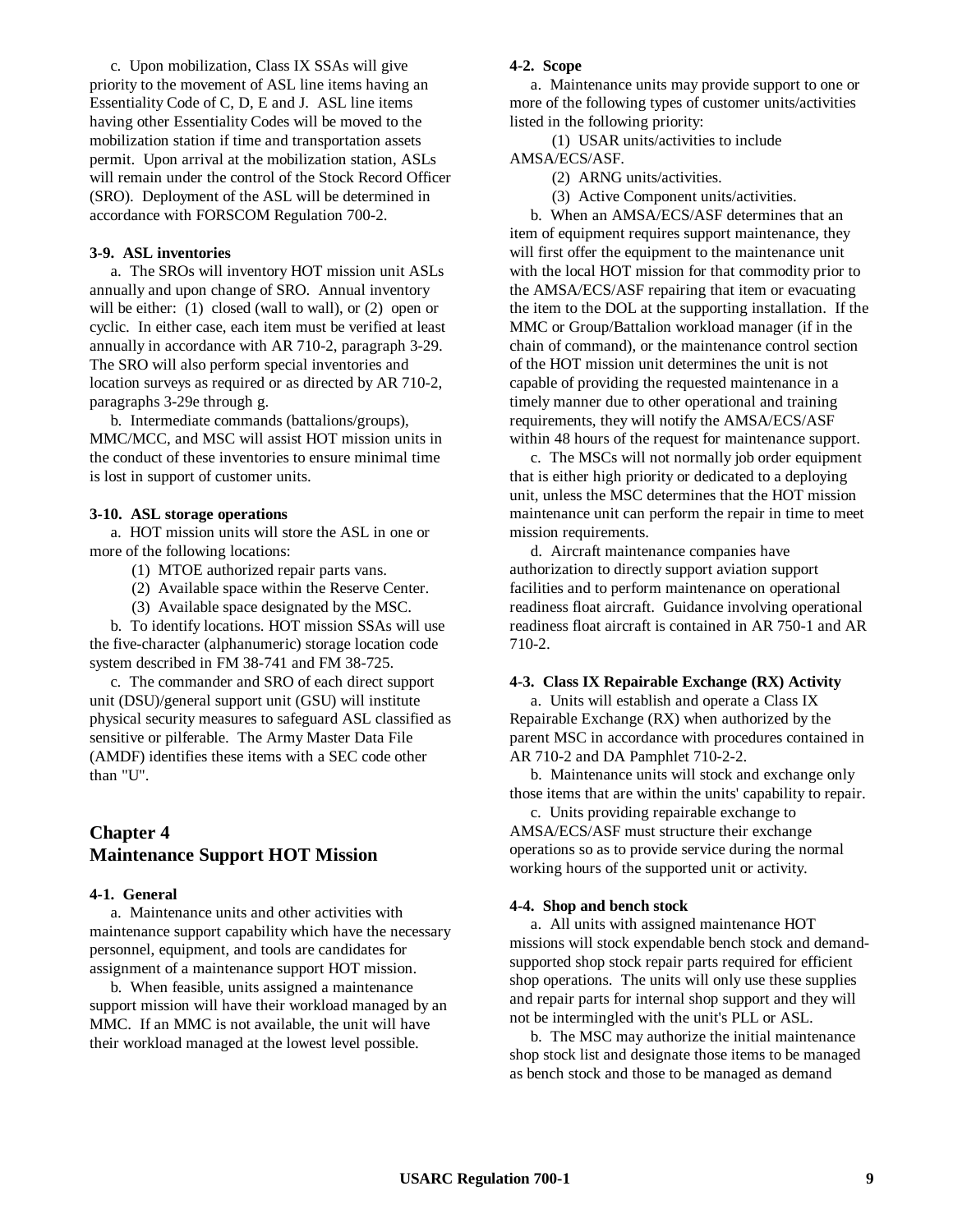c. Upon mobilization, Class IX SSAs will give priority to the movement of ASL line items having an Essentiality Code of C, D, E and J. ASL line items having other Essentiality Codes will be moved to the mobilization station if time and transportation assets permit. Upon arrival at the mobilization station, ASLs will remain under the control of the Stock Record Officer (SRO). Deployment of the ASL will be determined in accordance with FORSCOM Regulation 700-2.

**3-9. ASL inventories**

a. The SROs will inventory HOT mission unit ASLs annually and upon change of SRO. Annual inventory will be either: (1) closed (wall to wall), or (2) open or cyclic. In either case, each item must be verified at least annually in accordance with AR 710-2, paragraph 3-29. The SRO will also perform special inventories and location surveys as required or as directed by AR 710-2, paragraphs 3-29e through g.

b. Intermediate commands (battalions/groups), MMC/MCC, and MSC will assist HOT mission units in the conduct of these inventories to ensure minimal time is lost in support of customer units.

**3-10. ASL storage operations**

a. HOT mission units will store the ASL in one or more of the following locations:

(1) MTOE authorized repair parts vans.

(2) Available space within the Reserve Center.

(3) Available space designated by the MSC.

b. To identify locations. HOT mission SSAs will use the five-character (alphanumeric) storage location code system described in FM 38-741 and FM 38-725.

c. The commander and SRO of each direct support unit (DSU)/general support unit (GSU) will institute physical security measures to safeguard ASL classified as sensitive or pilferable. The Army Master Data File (AMDF) identifies these items with a SEC code other than "U".

## Chapter 4
## Maintenance Support HOT Mission

**4-1. General**

a. Maintenance units and other activities with maintenance support capability which have the necessary personnel, equipment, and tools are candidates for assignment of a maintenance support HOT mission.

b. When feasible, units assigned a maintenance support mission will have their workload managed by an MMC. If an MMC is not available, the unit will have their workload managed at the lowest level possible.

**4-2. Scope**

a. Maintenance units may provide support to one or more of the following types of customer units/activities listed in the following priority:

(1) USAR units/activities to include AMSA/ECS/ASF.

(2) ARNG units/activities.

(3) Active Component units/activities.

b. When an AMSA/ECS/ASF determines that an item of equipment requires support maintenance, they will first offer the equipment to the maintenance unit with the local HOT mission for that commodity prior to the AMSA/ECS/ASF repairing that item or evacuating the item to the DOL at the supporting installation. If the MMC or Group/Battalion workload manager (if in the chain of command), or the maintenance control section of the HOT mission unit determines the unit is not capable of providing the requested maintenance in a timely manner due to other operational and training requirements, they will notify the AMSA/ECS/ASF within 48 hours of the request for maintenance support.

c. The MSCs will not normally job order equipment that is either high priority or dedicated to a deploying unit, unless the MSC determines that the HOT mission maintenance unit can perform the repair in time to meet mission requirements.

d. Aircraft maintenance companies have authorization to directly support aviation support facilities and to perform maintenance on operational readiness float aircraft. Guidance involving operational readiness float aircraft is contained in AR 750-1 and AR 710-2.

**4-3. Class IX Repairable Exchange (RX) Activity**

a. Units will establish and operate a Class IX Repairable Exchange (RX) when authorized by the parent MSC in accordance with procedures contained in AR 710-2 and DA Pamphlet 710-2-2.

b. Maintenance units will stock and exchange only those items that are within the units' capability to repair.

c. Units providing repairable exchange to AMSA/ECS/ASF must structure their exchange operations so as to provide service during the normal working hours of the supported unit or activity.

**4-4. Shop and bench stock**

a. All units with assigned maintenance HOT missions will stock expendable bench stock and demand-supported shop stock repair parts required for efficient shop operations. The units will only use these supplies and repair parts for internal shop support and they will not be intermingled with the unit's PLL or ASL.

b. The MSC may authorize the initial maintenance shop stock list and designate those items to be managed as bench stock and those to be managed as demand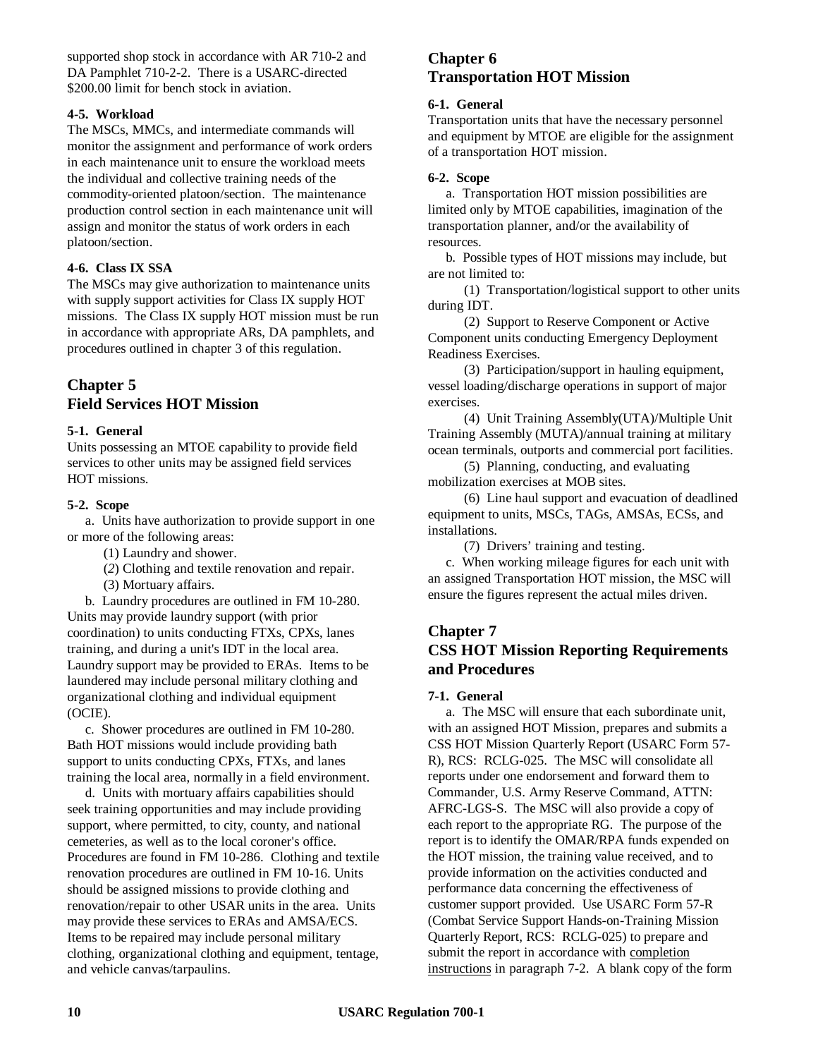supported shop stock in accordance with AR 710-2 and DA Pamphlet 710-2-2. There is a USARC-directed $200.00 limit for bench stock in aviation.

**4-5. Workload**
The MSCs, MMCs, and intermediate commands will monitor the assignment and performance of work orders in each maintenance unit to ensure the workload meets the individual and collective training needs of the commodity-oriented platoon/section. The maintenance production control section in each maintenance unit will assign and monitor the status of work orders in each platoon/section.

**4-6. Class IX SSA**
The MSCs may give authorization to maintenance units with supply support activities for Class IX supply HOT missions. The Class IX supply HOT mission must be run in accordance with appropriate ARs, DA pamphlets, and procedures outlined in chapter 3 of this regulation.

## Chapter 5
## Field Services HOT Mission

**5-1. General**
Units possessing an MTOE capability to provide field services to other units may be assigned field services HOT missions.

**5-2. Scope**
a. Units have authorization to provide support in one or more of the following areas:

(1) Laundry and shower.

(*2*) Clothing and textile renovation and repair.

(3) Mortuary affairs.

b. Laundry procedures are outlined in FM 10-280. Units may provide laundry support (with prior coordination) to units conducting FTXs, CPXs, lanes training, and during a unit's IDT in the local area. Laundry support may be provided to ERAs. Items to be laundered may include personal military clothing and organizational clothing and individual equipment (OCIE).

c. Shower procedures are outlined in FM 10-280. Bath HOT missions would include providing bath support to units conducting CPXs, FTXs, and lanes training the local area, normally in a field environment.

d. Units with mortuary affairs capabilities should seek training opportunities and may include providing support, where permitted, to city, county, and national cemeteries, as well as to the local coroner's office. Procedures are found in FM 10-286. Clothing and textile renovation procedures are outlined in FM 10-16. Units should be assigned missions to provide clothing and renovation/repair to other USAR units in the area. Units may provide these services to ERAs and AMSA/ECS. Items to be repaired may include personal military clothing, organizational clothing and equipment, tentage, and vehicle canvas/tarpaulins.

## Chapter 6
## Transportation HOT Mission

**6-1. General**
Transportation units that have the necessary personnel and equipment by MTOE are eligible for the assignment of a transportation HOT mission.

**6-2. Scope**
a. Transportation HOT mission possibilities are limited only by MTOE capabilities, imagination of the transportation planner, and/or the availability of resources.

b. Possible types of HOT missions may include, but are not limited to:

(1) Transportation/logistical support to other units during IDT.

(2) Support to Reserve Component or Active Component units conducting Emergency Deployment Readiness Exercises.

(3) Participation/support in hauling equipment, vessel loading/discharge operations in support of major exercises.

(4) Unit Training Assembly(UTA)/Multiple Unit Training Assembly (MUTA)/annual training at military ocean terminals, outports and commercial port facilities.

(5) Planning, conducting, and evaluating mobilization exercises at MOB sites.

(6) Line haul support and evacuation of deadlined equipment to units, MSCs, TAGs, AMSAs, ECSs, and installations.

(7) Drivers' training and testing.

c. When working mileage figures for each unit with an assigned Transportation HOT mission, the MSC will ensure the figures represent the actual miles driven.

## Chapter 7
## CSS HOT Mission Reporting Requirements and Procedures

**7-1. General**
a. The MSC will ensure that each subordinate unit, with an assigned HOT Mission, prepares and submits a CSS HOT Mission Quarterly Report (USARC Form 57-R), RCS: RCLG-025. The MSC will consolidate all reports under one endorsement and forward them to Commander, U.S. Army Reserve Command, ATTN: AFRC-LGS-S. The MSC will also provide a copy of each report to the appropriate RG. The purpose of the report is to identify the OMAR/RPA funds expended on the HOT mission, the training value received, and to provide information on the activities conducted and performance data concerning the effectiveness of customer support provided. Use USARC Form 57-R (Combat Service Support Hands-on-Training Mission Quarterly Report, RCS: RCLG-025) to prepare and submit the report in accordance with completion instructions in paragraph 7-2. A blank copy of the form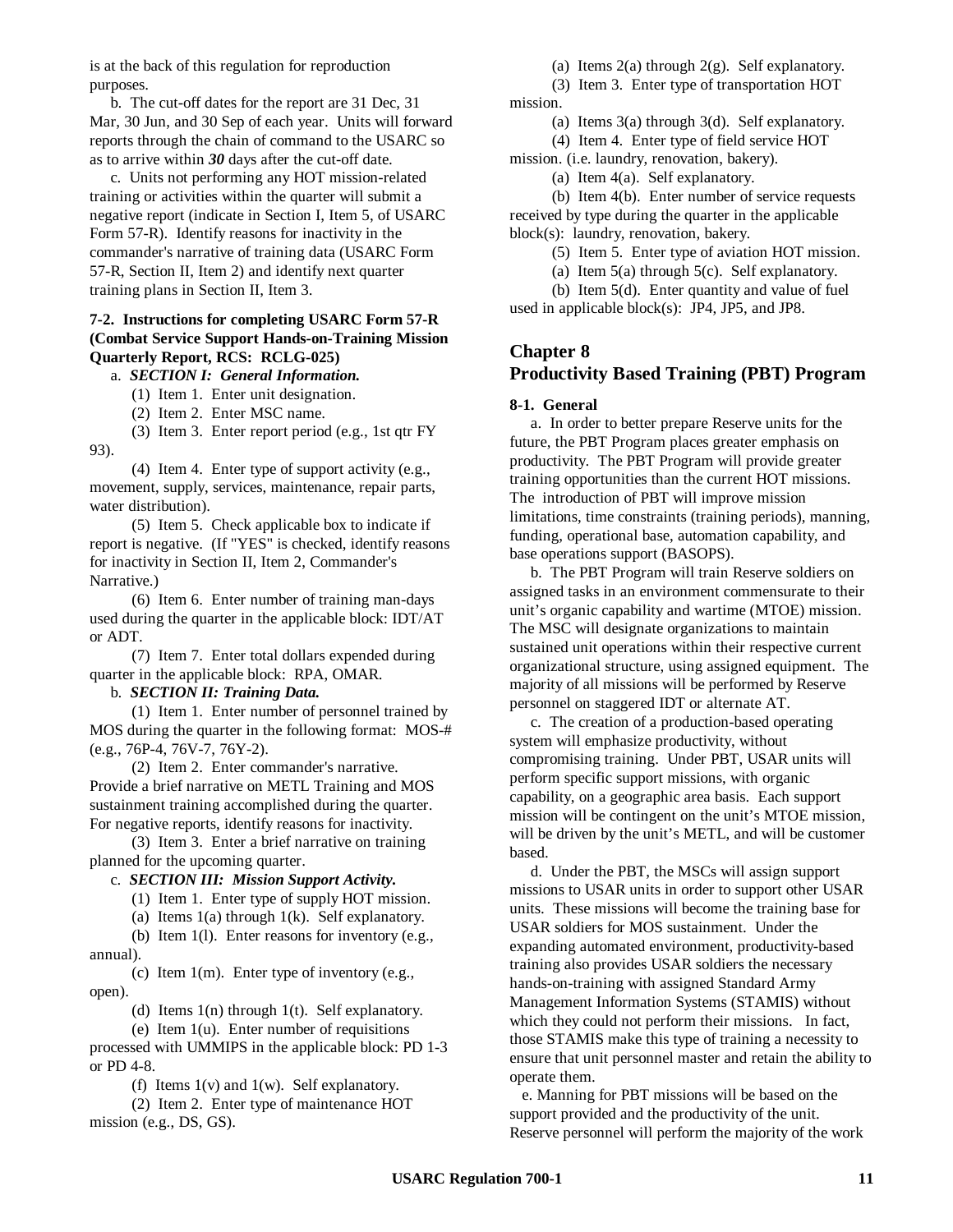is at the back of this regulation for reproduction purposes.

b. The cut-off dates for the report are 31 Dec, 31 Mar, 30 Jun, and 30 Sep of each year. Units will forward reports through the chain of command to the USARC so as to arrive within ***30*** days after the cut-off date.

c. Units not performing any HOT mission-related training or activities within the quarter will submit a negative report (indicate in Section I, Item 5, of USARC Form 57-R). Identify reasons for inactivity in the commander's narrative of training data (USARC Form 57-R, Section II, Item 2) and identify next quarter training plans in Section II, Item 3.

**7-2. Instructions for completing USARC Form 57-R (Combat Service Support Hands-on-Training Mission Quarterly Report, RCS: RCLG-025)**

a. ***SECTION I: General Information.***

(1) Item 1. Enter unit designation.

(2) Item 2. Enter MSC name.

(3) Item 3. Enter report period (e.g., 1st qtr FY 93).

(4) Item 4. Enter type of support activity (e.g., movement, supply, services, maintenance, repair parts, water distribution).

(5) Item 5. Check applicable box to indicate if report is negative. (If "YES" is checked, identify reasons for inactivity in Section II, Item 2, Commander's Narrative.)

(6) Item 6. Enter number of training man-days used during the quarter in the applicable block: IDT/AT or ADT.

(7) Item 7. Enter total dollars expended during quarter in the applicable block: RPA, OMAR.

b. ***SECTION II: Training Data.***

(1) Item 1. Enter number of personnel trained by MOS during the quarter in the following format: MOS-# (e.g., 76P-4, 76V-7, 76Y-2).

(2) Item 2. Enter commander's narrative. Provide a brief narrative on METL Training and MOS sustainment training accomplished during the quarter. For negative reports, identify reasons for inactivity.

(3) Item 3. Enter a brief narrative on training planned for the upcoming quarter.

c. ***SECTION III: Mission Support Activity.***

(1) Item 1. Enter type of supply HOT mission.

(a) Items 1(a) through 1(k). Self explanatory.

(b) Item 1(l). Enter reasons for inventory (e.g., annual).

(c) Item 1(m). Enter type of inventory (e.g., open).

(d) Items 1(n) through 1(t). Self explanatory.

(e) Item 1(u). Enter number of requisitions processed with UMMIPS in the applicable block: PD 1-3 or PD 4-8.

(f) Items 1(v) and 1(w). Self explanatory.

(2) Item 2. Enter type of maintenance HOT mission (e.g., DS, GS).

(a) Items 2(a) through 2(g). Self explanatory.

(3) Item 3. Enter type of transportation HOT mission.

(a) Items 3(a) through 3(d). Self explanatory.

(4) Item 4. Enter type of field service HOT mission. (i.e. laundry, renovation, bakery).

(a) Item 4(a). Self explanatory.

(b) Item 4(b). Enter number of service requests received by type during the quarter in the applicable block(s): laundry, renovation, bakery.

(5) Item 5. Enter type of aviation HOT mission.

(a) Item 5(a) through 5(c). Self explanatory.

(b) Item 5(d). Enter quantity and value of fuel used in applicable block(s): JP4, JP5, and JP8.

# Chapter 8
# Productivity Based Training (PBT) Program

**8-1. General**

a. In order to better prepare Reserve units for the future, the PBT Program places greater emphasis on productivity. The PBT Program will provide greater training opportunities than the current HOT missions. The introduction of PBT will improve mission limitations, time constraints (training periods), manning, funding, operational base, automation capability, and base operations support (BASOPS).

b. The PBT Program will train Reserve soldiers on assigned tasks in an environment commensurate to their unit's organic capability and wartime (MTOE) mission. The MSC will designate organizations to maintain sustained unit operations within their respective current organizational structure, using assigned equipment. The majority of all missions will be performed by Reserve personnel on staggered IDT or alternate AT.

c. The creation of a production-based operating system will emphasize productivity, without compromising training. Under PBT, USAR units will perform specific support missions, with organic capability, on a geographic area basis. Each support mission will be contingent on the unit's MTOE mission, will be driven by the unit's METL, and will be customer based.

d. Under the PBT, the MSCs will assign support missions to USAR units in order to support other USAR units. These missions will become the training base for USAR soldiers for MOS sustainment. Under the expanding automated environment, productivity-based training also provides USAR soldiers the necessary hands-on-training with assigned Standard Army Management Information Systems (STAMIS) without which they could not perform their missions. In fact, those STAMIS make this type of training a necessity to ensure that unit personnel master and retain the ability to operate them.

e. Manning for PBT missions will be based on the support provided and the productivity of the unit. Reserve personnel will perform the majority of the work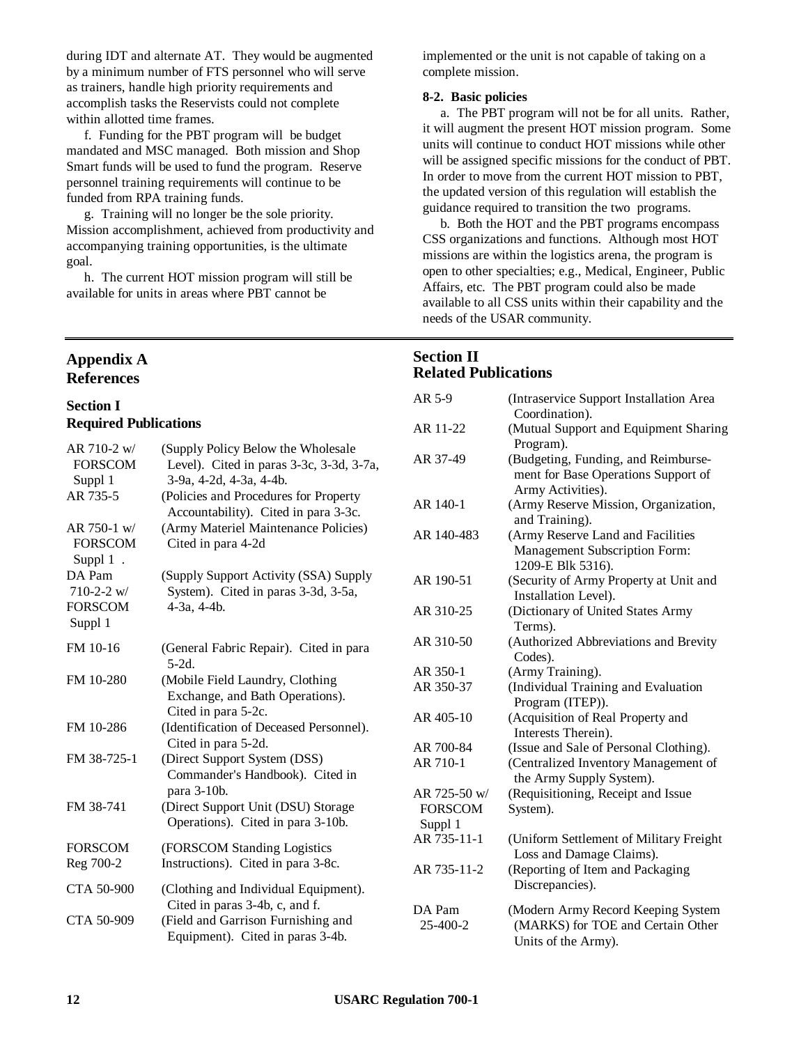during IDT and alternate AT. They would be augmented by a minimum number of FTS personnel who will serve as trainers, handle high priority requirements and accomplish tasks the Reservists could not complete within allotted time frames.

f. Funding for the PBT program will be budget mandated and MSC managed. Both mission and Shop Smart funds will be used to fund the program. Reserve personnel training requirements will continue to be funded from RPA training funds.

g. Training will no longer be the sole priority. Mission accomplishment, achieved from productivity and accompanying training opportunities, is the ultimate goal.

h. The current HOT mission program will still be available for units in areas where PBT cannot be implemented or the unit is not capable of taking on a complete mission.

**8-2. Basic policies**

a. The PBT program will not be for all units. Rather, it will augment the present HOT mission program. Some units will continue to conduct HOT missions while other will be assigned specific missions for the conduct of PBT. In order to move from the current HOT mission to PBT, the updated version of this regulation will establish the guidance required to transition the two programs.

b. Both the HOT and the PBT programs encompass CSS organizations and functions. Although most HOT missions are within the logistics arena, the program is open to other specialties; e.g., Medical, Engineer, Public Affairs, etc. The PBT program could also be made available to all CSS units within their capability and the needs of the USAR community.

## Appendix A
## References

### Section I
### Required Publications

| | |
|---|---|
| AR 710-2 w/ FORSCOM Suppl 1 | (Supply Policy Below the Wholesale Level). Cited in paras 3-3c, 3-3d, 3-7a, 3-9a, 4-2d, 4-3a, 4-4b. |
| AR 735-5 | (Policies and Procedures for Property Accountability). Cited in para 3-3c. |
| AR 750-1 w/ FORSCOM Suppl 1 . | (Army Materiel Maintenance Policies) Cited in para 4-2d |
| DA Pam 710-2-2 w/ FORSCOM Suppl 1 | (Supply Support Activity (SSA) Supply System). Cited in paras 3-3d, 3-5a, 4-3a, 4-4b. |
| FM 10-16 | (General Fabric Repair). Cited in para 5-2d. |
| FM 10-280 | (Mobile Field Laundry, Clothing Exchange, and Bath Operations). Cited in para 5-2c. |
| FM 10-286 | (Identification of Deceased Personnel). Cited in para 5-2d. |
| FM 38-725-1 | (Direct Support System (DSS) Commander's Handbook). Cited in para 3-10b. |
| FM 38-741 | (Direct Support Unit (DSU) Storage Operations). Cited in para 3-10b. |
| FORSCOM Reg 700-2 | (FORSCOM Standing Logistics Instructions). Cited in para 3-8c. |
| CTA 50-900 | (Clothing and Individual Equipment). Cited in paras 3-4b, c, and f. |
| CTA 50-909 | (Field and Garrison Furnishing and Equipment). Cited in paras 3-4b. |

### Section II
### Related Publications

| | |
|---|---|
| AR 5-9 | (Intraservice Support Installation Area Coordination). |
| AR 11-22 | (Mutual Support and Equipment Sharing Program). |
| AR 37-49 | (Budgeting, Funding, and Reimbursement for Base Operations Support of Army Activities). |
| AR 140-1 | (Army Reserve Mission, Organization, and Training). |
| AR 140-483 | (Army Reserve Land and Facilities Management Subscription Form: 1209-E Blk 5316). |
| AR 190-51 | (Security of Army Property at Unit and Installation Level). |
| AR 310-25 | (Dictionary of United States Army Terms). |
| AR 310-50 | (Authorized Abbreviations and Brevity Codes). |
| AR 350-1 | (Army Training). |
| AR 350-37 | (Individual Training and Evaluation Program (ITEP)). |
| AR 405-10 | (Acquisition of Real Property and Interests Therein). |
| AR 700-84 | (Issue and Sale of Personal Clothing). |
| AR 710-1 | (Centralized Inventory Management of the Army Supply System). |
| AR 725-50 w/ FORSCOM Suppl 1 | (Requisitioning, Receipt and Issue System). |
| AR 735-11-1 | (Uniform Settlement of Military Freight Loss and Damage Claims). |
| AR 735-11-2 | (Reporting of Item and Packaging Discrepancies). |
| DA Pam 25-400-2 | (Modern Army Record Keeping System (MARKS) for TOE and Certain Other Units of the Army). |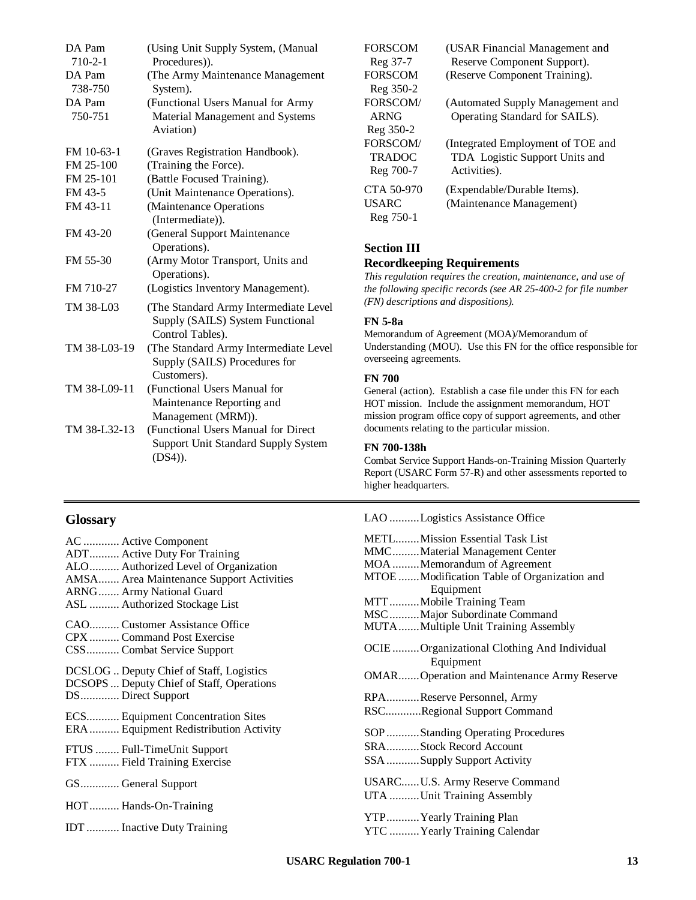| | |
|---|---|
| DA Pam 710-2-1 | (Using Unit Supply System, (Manual Procedures)). |
| DA Pam 738-750 | (The Army Maintenance Management System). |
| DA Pam 750-751 | (Functional Users Manual for Army Material Management and Systems Aviation) |
| FM 10-63-1 | (Graves Registration Handbook). |
| FM 25-100 | (Training the Force). |
| FM 25-101 | (Battle Focused Training). |
| FM 43-5 | (Unit Maintenance Operations). |
| FM 43-11 | (Maintenance Operations (Intermediate)). |
| FM 43-20 | (General Support Maintenance Operations). |
| FM 55-30 | (Army Motor Transport, Units and Operations). |
| FM 710-27 | (Logistics Inventory Management). |
| TM 38-L03 | (The Standard Army Intermediate Level Supply (SAILS) System Functional Control Tables). |
| TM 38-L03-19 | (The Standard Army Intermediate Level Supply (SAILS) Procedures for Customers). |
| TM 38-L09-11 | (Functional Users Manual for Maintenance Reporting and Management (MRM)). |
| TM 38-L32-13 | (Functional Users Manual for Direct Support Unit Standard Supply System (DS4)). |
| FORSCOM Reg 37-7 | (USAR Financial Management and Reserve Component Support). |
| FORSCOM Reg 350-2 | (Reserve Component Training). |
| FORSCOM/ ARNG Reg 350-2 | (Automated Supply Management and Operating Standard for SAILS). |
| FORSCOM/ TRADOC Reg 700-7 | (Integrated Employment of TOE and TDA Logistic Support Units and Activities). |
| CTA 50-970 | (Expendable/Durable Items). |
| USARC Reg 750-1 | (Maintenance Management) |

## Section III

### Recordkeeping Requirements

*This regulation requires the creation, maintenance, and use of the following specific records (see AR 25-400-2 for file number (FN) descriptions and dispositions).*

**FN 5-8a**

Memorandum of Agreement (MOA)/Memorandum of Understanding (MOU). Use this FN for the office responsible for overseeing agreements.

**FN 700**

General (action). Establish a case file under this FN for each HOT mission. Include the assignment memorandum, HOT mission program office copy of support agreements, and other documents relating to the particular mission.

**FN 700-138h**

Combat Service Support Hands-on-Training Mission Quarterly Report (USARC Form 57-R) and other assessments reported to higher headquarters.

## Glossary

AC ............ Active Component
ADT.......... Active Duty For Training
ALO.......... Authorized Level of Organization
AMSA....... Area Maintenance Support Activities
ARNG....... Army National Guard
ASL .......... Authorized Stockage List

CAO.......... Customer Assistance Office
CPX .......... Command Post Exercise
CSS........... Combat Service Support

DCSLOG .. Deputy Chief of Staff, Logistics
DCSOPS ... Deputy Chief of Staff, Operations
DS............. Direct Support

ECS........... Equipment Concentration Sites
ERA.......... Equipment Redistribution Activity

FTUS ........ Full-TimeUnit Support
FTX .......... Field Training Exercise

GS............. General Support

HOT.......... Hands-On-Training

IDT ........... Inactive Duty Training

LAO ..........Logistics Assistance Office

METL........Mission Essential Task List
MMC.........Material Management Center
MOA .........Memorandum of Agreement
MTOE .......Modification Table of Organization and Equipment
MTT..........Mobile Training Team
MSC..........Major Subordinate Command
MUTA.......Multiple Unit Training Assembly

OCIE .........Organizational Clothing And Individual Equipment
OMAR.......Operation and Maintenance Army Reserve

RPA...........Reserve Personnel, Army
RSC............Regional Support Command

SOP ...........Standing Operating Procedures
SRA...........Stock Record Account
SSA ...........Supply Support Activity

USARC......U.S. Army Reserve Command
UTA ..........Unit Training Assembly

YTP...........Yearly Training Plan
YTC ..........Yearly Training Calendar